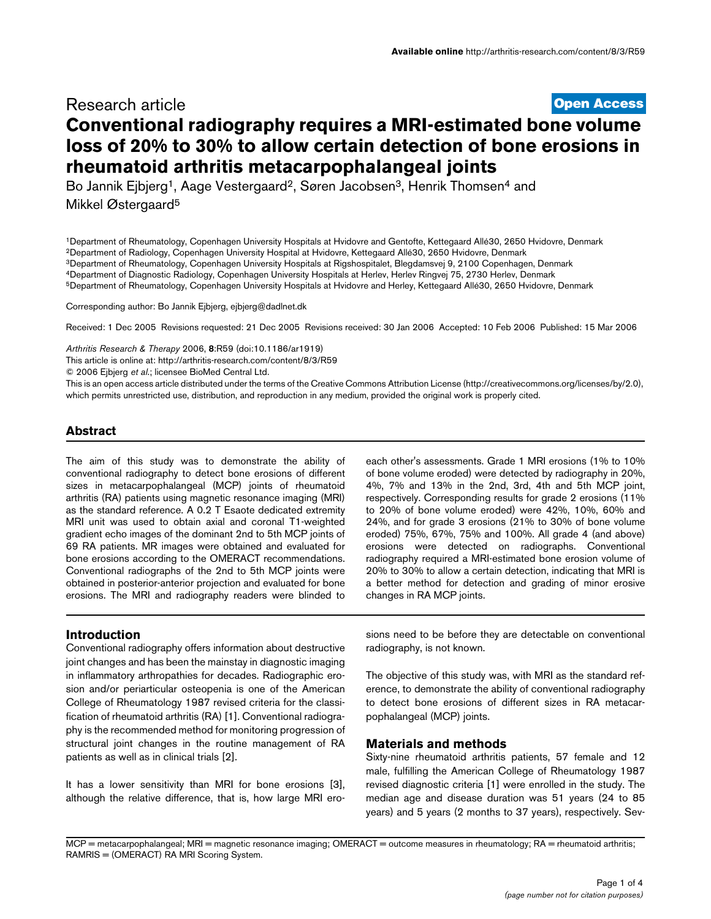Research article

**Open Access**

# Conventional radiography requires a MRI-estimated bone volume loss of 20% to 30% to allow certain detection of bone erosions in rheumatoid arthritis metacarpophalangeal joints

Bo Jannik Ejbjerg[1], Aage Vestergaard[2], Søren Jacobsen[3], Henrik Thomsen[4] and Mikkel Østergaard[5]

[1]Department of Rheumatology, Copenhagen University Hospitals at Hvidovre and Gentofte, Kettegaard Allé30, 2650 Hvidovre, Denmark
[2]Department of Radiology, Copenhagen University Hospital at Hvidovre, Kettegaard Allé30, 2650 Hvidovre, Denmark
[3]Department of Rheumatology, Copenhagen University Hospitals at Rigshospitalet, Blegdamsvej 9, 2100 Copenhagen, Denmark
[4]Department of Diagnostic Radiology, Copenhagen University Hospitals at Herlev, Herlev Ringvej 75, 2730 Herlev, Denmark
[5]Department of Rheumatology, Copenhagen University Hospitals at Hvidovre and Herley, Kettegaard Allé30, 2650 Hvidovre, Denmark

Corresponding author: Bo Jannik Ejbjerg, ejbjerg@dadlnet.dk

Received: 1 Dec 2005 Revisions requested: 21 Dec 2005 Revisions received: 30 Jan 2006 Accepted: 10 Feb 2006 Published: 15 Mar 2006

*Arthritis Research & Therapy* 2006, **8**:R59 (doi:10.1186/ar1919)
This article is online at: http://arthritis-research.com/content/8/3/R59
© 2006 Ejbjerg *et al.*; licensee BioMed Central Ltd.
This is an open access article distributed under the terms of the Creative Commons Attribution License (http://creativecommons.org/licenses/by/2.0), which permits unrestricted use, distribution, and reproduction in any medium, provided the original work is properly cited.

## Abstract

The aim of this study was to demonstrate the ability of conventional radiography to detect bone erosions of different sizes in metacarpophalangeal (MCP) joints of rheumatoid arthritis (RA) patients using magnetic resonance imaging (MRI) as the standard reference. A 0.2 T Esaote dedicated extremity MRI unit was used to obtain axial and coronal T1-weighted gradient echo images of the dominant 2nd to 5th MCP joints of 69 RA patients. MR images were obtained and evaluated for bone erosions according to the OMERACT recommendations. Conventional radiographs of the 2nd to 5th MCP joints were obtained in posterior-anterior projection and evaluated for bone erosions. The MRI and radiography readers were blinded to each other's assessments. Grade 1 MRI erosions (1% to 10% of bone volume eroded) were detected by radiography in 20%, 4%, 7% and 13% in the 2nd, 3rd, 4th and 5th MCP joint, respectively. Corresponding results for grade 2 erosions (11% to 20% of bone volume eroded) were 42%, 10%, 60% and 24%, and for grade 3 erosions (21% to 30% of bone volume eroded) 75%, 67%, 75% and 100%. All grade 4 (and above) erosions were detected on radiographs. Conventional radiography required a MRI-estimated bone erosion volume of 20% to 30% to allow a certain detection, indicating that MRI is a better method for detection and grading of minor erosive changes in RA MCP joints.

## Introduction

Conventional radiography offers information about destructive joint changes and has been the mainstay in diagnostic imaging in inflammatory arthropathies for decades. Radiographic erosion and/or periarticular osteopenia is one of the American College of Rheumatology 1987 revised criteria for the classification of rheumatoid arthritis (RA) [1]. Conventional radiography is the recommended method for monitoring progression of structural joint changes in the routine management of RA patients as well as in clinical trials [2].

It has a lower sensitivity than MRI for bone erosions [3], although the relative difference, that is, how large MRI erosions need to be before they are detectable on conventional radiography, is not known.

The objective of this study was, with MRI as the standard reference, to demonstrate the ability of conventional radiography to detect bone erosions of different sizes in RA metacarpophalangeal (MCP) joints.

## Materials and methods

Sixty-nine rheumatoid arthritis patients, 57 female and 12 male, fulfilling the American College of Rheumatology 1987 revised diagnostic criteria [1] were enrolled in the study. The median age and disease duration was 51 years (24 to 85 years) and 5 years (2 months to 37 years), respectively. Sev-

MCP = metacarpophalangeal; MRI = magnetic resonance imaging; OMERACT = outcome measures in rheumatology; RA = rheumatoid arthritis; RAMRIS = (OMERACT) RA MRI Scoring System.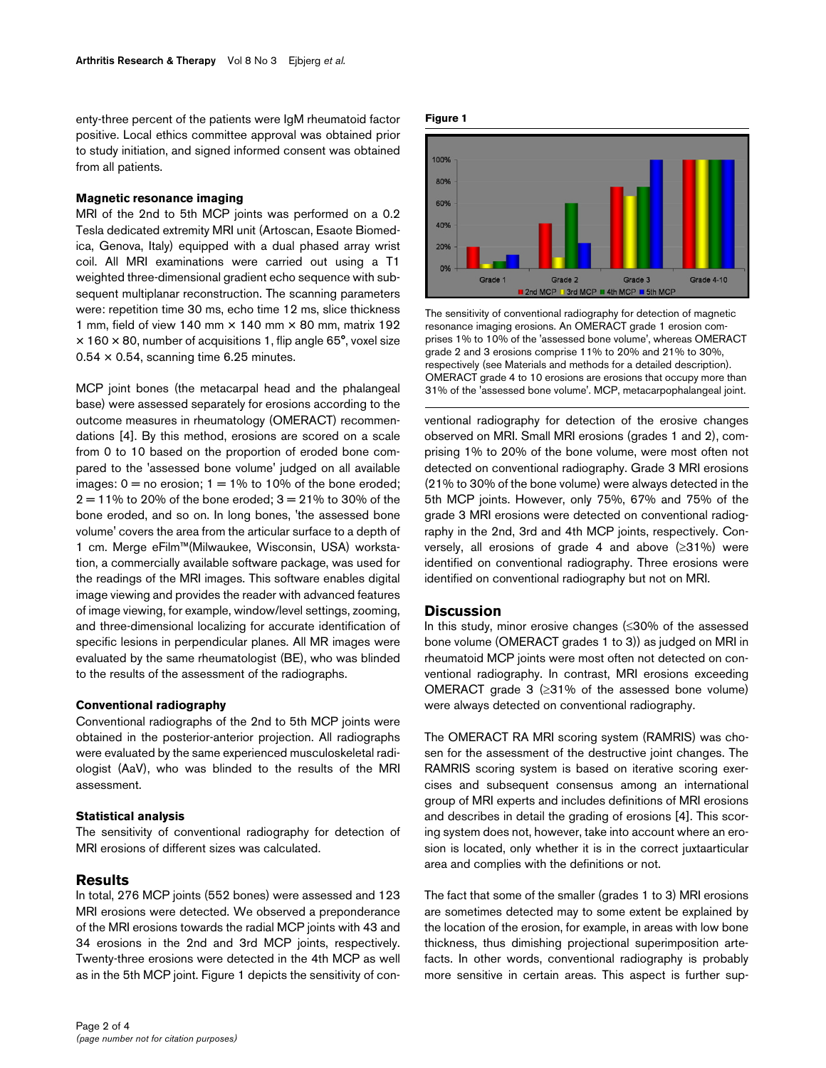enty-three percent of the patients were IgM rheumatoid factor positive. Local ethics committee approval was obtained prior to study initiation, and signed informed consent was obtained from all patients.

### Magnetic resonance imaging

MRI of the 2nd to 5th MCP joints was performed on a 0.2 Tesla dedicated extremity MRI unit (Artoscan, Esaote Biomedica, Genova, Italy) equipped with a dual phased array wrist coil. All MRI examinations were carried out using a T1 weighted three-dimensional gradient echo sequence with subsequent multiplanar reconstruction. The scanning parameters were: repetition time 30 ms, echo time 12 ms, slice thickness 1 mm, field of view 140 mm × 140 mm × 80 mm, matrix 192 × 160 × 80, number of acquisitions 1, flip angle 65°, voxel size 0.54 × 0.54, scanning time 6.25 minutes.

MCP joint bones (the metacarpal head and the phalangeal base) were assessed separately for erosions according to the outcome measures in rheumatology (OMERACT) recommendations [4]. By this method, erosions are scored on a scale from 0 to 10 based on the proportion of eroded bone compared to the 'assessed bone volume' judged on all available images: 0 = no erosion; 1 = 1% to 10% of the bone eroded; 2 = 11% to 20% of the bone eroded; 3 = 21% to 30% of the bone eroded, and so on. In long bones, 'the assessed bone volume' covers the area from the articular surface to a depth of 1 cm. Merge eFilm™(Milwaukee, Wisconsin, USA) workstation, a commercially available software package, was used for the readings of the MRI images. This software enables digital image viewing and provides the reader with advanced features of image viewing, for example, window/level settings, zooming, and three-dimensional localizing for accurate identification of specific lesions in perpendicular planes. All MR images were evaluated by the same rheumatologist (BE), who was blinded to the results of the assessment of the radiographs.

### Conventional radiography

Conventional radiographs of the 2nd to 5th MCP joints were obtained in the posterior-anterior projection. All radiographs were evaluated by the same experienced musculoskeletal radiologist (AaV), who was blinded to the results of the MRI assessment.

### Statistical analysis

The sensitivity of conventional radiography for detection of MRI erosions of different sizes was calculated.

## Results

In total, 276 MCP joints (552 bones) were assessed and 123 MRI erosions were detected. We observed a preponderance of the MRI erosions towards the radial MCP joints with 43 and 34 erosions in the 2nd and 3rd MCP joints, respectively. Twenty-three erosions were detected in the 4th MCP as well as in the 5th MCP joint. Figure 1 depicts the sensitivity of conventional radiography for detection of the erosive changes observed on MRI. Small MRI erosions (grades 1 and 2), comprising 1% to 20% of the bone volume, were most often not detected on conventional radiography. Grade 3 MRI erosions (21% to 30% of the bone volume) were always detected in the 5th MCP joints. However, only 75%, 67% and 75% of the grade 3 MRI erosions were detected on conventional radiography in the 2nd, 3rd and 4th MCP joints, respectively. Conversely, all erosions of grade 4 and above (≥31%) were identified on conventional radiography. Three erosions were identified on conventional radiography but not on MRI.

**Figure 1**

The sensitivity of conventional radiography for detection of magnetic resonance imaging erosions. An OMERACT grade 1 erosion comprises 1% to 10% of the 'assessed bone volume', whereas OMERACT grade 2 and 3 erosions comprise 11% to 20% and 21% to 30%, respectively (see Materials and methods for a detailed description). OMERACT grade 4 to 10 erosions are erosions that occupy more than 31% of the 'assessed bone volume'. MCP, metacarpophalangeal joint.

## Discussion

In this study, minor erosive changes (≤30% of the assessed bone volume (OMERACT grades 1 to 3)) as judged on MRI in rheumatoid MCP joints were most often not detected on conventional radiography. In contrast, MRI erosions exceeding OMERACT grade 3 (≥31% of the assessed bone volume) were always detected on conventional radiography.

The OMERACT RA MRI scoring system (RAMRIS) was chosen for the assessment of the destructive joint changes. The RAMRIS scoring system is based on iterative scoring exercises and subsequent consensus among an international group of MRI experts and includes definitions of MRI erosions and describes in detail the grading of erosions [4]. This scoring system does not, however, take into account where an erosion is located, only whether it is in the correct juxtaarticular area and complies with the definitions or not.

The fact that some of the smaller (grades 1 to 3) MRI erosions are sometimes detected may to some extent be explained by the location of the erosion, for example, in areas with low bone thickness, thus dimishing projectional superimposition artefacts. In other words, conventional radiography is probably more sensitive in certain areas. This aspect is further sup-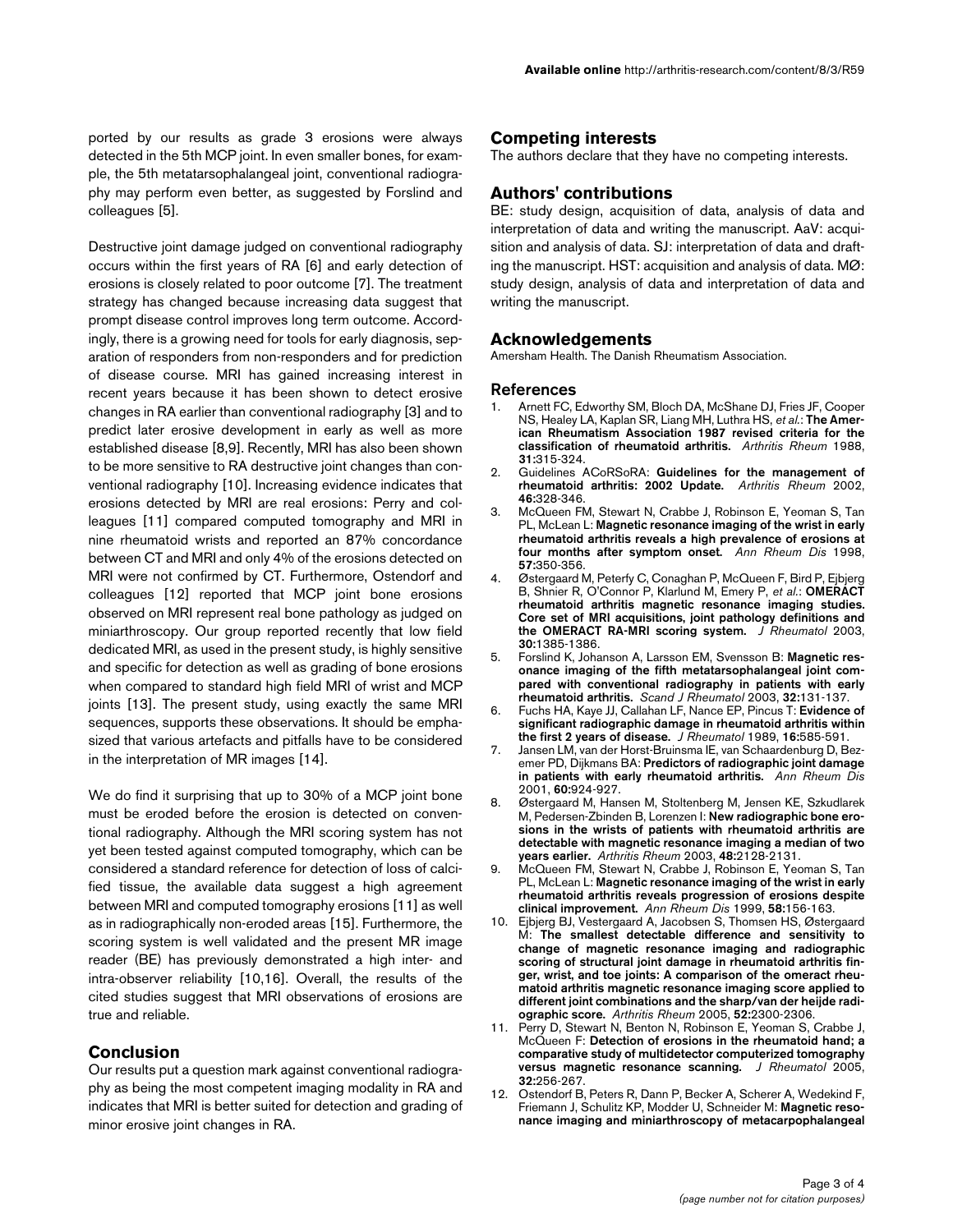ported by our results as grade 3 erosions were always detected in the 5th MCP joint. In even smaller bones, for example, the 5th metatarsophalangeal joint, conventional radiography may perform even better, as suggested by Forslind and colleagues [5].

Destructive joint damage judged on conventional radiography occurs within the first years of RA [6] and early detection of erosions is closely related to poor outcome [7]. The treatment strategy has changed because increasing data suggest that prompt disease control improves long term outcome. Accordingly, there is a growing need for tools for early diagnosis, separation of responders from non-responders and for prediction of disease course. MRI has gained increasing interest in recent years because it has been shown to detect erosive changes in RA earlier than conventional radiography [3] and to predict later erosive development in early as well as more established disease [8,9]. Recently, MRI has also been shown to be more sensitive to RA destructive joint changes than conventional radiography [10]. Increasing evidence indicates that erosions detected by MRI are real erosions: Perry and colleagues [11] compared computed tomography and MRI in nine rheumatoid wrists and reported an 87% concordance between CT and MRI and only 4% of the erosions detected on MRI were not confirmed by CT. Furthermore, Ostendorf and colleagues [12] reported that MCP joint bone erosions observed on MRI represent real bone pathology as judged on miniarthroscopy. Our group reported recently that low field dedicated MRI, as used in the present study, is highly sensitive and specific for detection as well as grading of bone erosions when compared to standard high field MRI of wrist and MCP joints [13]. The present study, using exactly the same MRI sequences, supports these observations. It should be emphasized that various artefacts and pitfalls have to be considered in the interpretation of MR images [14].

We do find it surprising that up to 30% of a MCP joint bone must be eroded before the erosion is detected on conventional radiography. Although the MRI scoring system has not yet been tested against computed tomography, which can be considered a standard reference for detection of loss of calcified tissue, the available data suggest a high agreement between MRI and computed tomography erosions [11] as well as in radiographically non-eroded areas [15]. Furthermore, the scoring system is well validated and the present MR image reader (BE) has previously demonstrated a high inter- and intra-observer reliability [10,16]. Overall, the results of the cited studies suggest that MRI observations of erosions are true and reliable.

## Conclusion

Our results put a question mark against conventional radiography as being the most competent imaging modality in RA and indicates that MRI is better suited for detection and grading of minor erosive joint changes in RA.

## Competing interests

The authors declare that they have no competing interests.

## Authors' contributions

BE: study design, acquisition of data, analysis of data and interpretation of data and writing the manuscript. AaV: acquisition and analysis of data. SJ: interpretation of data and drafting the manuscript. HST: acquisition and analysis of data. MØ: study design, analysis of data and interpretation of data and writing the manuscript.

## Acknowledgements

Amersham Health. The Danish Rheumatism Association.

## References

1. Arnett FC, Edworthy SM, Bloch DA, McShane DJ, Fries JF, Cooper NS, Healey LA, Kaplan SR, Liang MH, Luthra HS, *et al.*: **The American Rheumatism Association 1987 revised criteria for the classification of rheumatoid arthritis.** *Arthritis Rheum* 1988, **31:**315-324.
2. Guidelines ACoRSoRA: **Guidelines for the management of rheumatoid arthritis: 2002 Update.** *Arthritis Rheum* 2002, **46:**328-346.
3. McQueen FM, Stewart N, Crabbe J, Robinson E, Yeoman S, Tan PL, McLean L: **Magnetic resonance imaging of the wrist in early rheumatoid arthritis reveals a high prevalence of erosions at four months after symptom onset.** *Ann Rheum Dis* 1998, **57:**350-356.
4. Østergaard M, Peterfy C, Conaghan P, McQueen F, Bird P, Ejbjerg B, Shnier R, O'Connor P, Klarlund M, Emery P, *et al.*: **OMERACT rheumatoid arthritis magnetic resonance imaging studies. Core set of MRI acquisitions, joint pathology definitions and the OMERACT RA-MRI scoring system.** *J Rheumatol* 2003, **30:**1385-1386.
5. Forslind K, Johanson A, Larsson EM, Svensson B: **Magnetic resonance imaging of the fifth metatarsophalangeal joint compared with conventional radiography in patients with early rheumatoid arthritis.** *Scand J Rheumatol* 2003, **32:**131-137.
6. Fuchs HA, Kaye JJ, Callahan LF, Nance EP, Pincus T: **Evidence of significant radiographic damage in rheumatoid arthritis within the first 2 years of disease.** *J Rheumatol* 1989, **16:**585-591.
7. Jansen LM, van der Horst-Bruinsma IE, van Schaardenburg D, Bezemer PD, Dijkmans BA: **Predictors of radiographic joint damage in patients with early rheumatoid arthritis.** *Ann Rheum Dis* 2001, **60:**924-927.
8. Østergaard M, Hansen M, Stoltenberg M, Jensen KE, Szkudlarek M, Pedersen-Zbinden B, Lorenzen I: **New radiographic bone erosions in the wrists of patients with rheumatoid arthritis are detectable with magnetic resonance imaging a median of two years earlier.** *Arthritis Rheum* 2003, **48:**2128-2131.
9. McQueen FM, Stewart N, Crabbe J, Robinson E, Yeoman S, Tan PL, McLean L: **Magnetic resonance imaging of the wrist in early rheumatoid arthritis reveals progression of erosions despite clinical improvement.** *Ann Rheum Dis* 1999, **58:**156-163.
10. Ejbjerg BJ, Vestergaard A, Jacobsen S, Thomsen HS, Østergaard M: **The smallest detectable difference and sensitivity to change of magnetic resonance imaging and radiographic scoring of structural joint damage in rheumatoid arthritis finger, wrist, and toe joints: A comparison of the omeract rheumatoid arthritis magnetic resonance imaging score applied to different joint combinations and the sharp/van der heijde radiographic score.** *Arthritis Rheum* 2005, **52:**2300-2306.
11. Perry D, Stewart N, Benton N, Robinson E, Yeoman S, Crabbe J, McQueen F: **Detection of erosions in the rheumatoid hand; a comparative study of multidetector computerized tomography versus magnetic resonance scanning.** *J Rheumatol* 2005, **32:**256-267.
12. Ostendorf B, Peters R, Dann P, Becker A, Scherer A, Wedekind F, Friemann J, Schulitz KP, Modder U, Schneider M: **Magnetic resonance imaging and miniarthroscopy of metacarpophalangeal**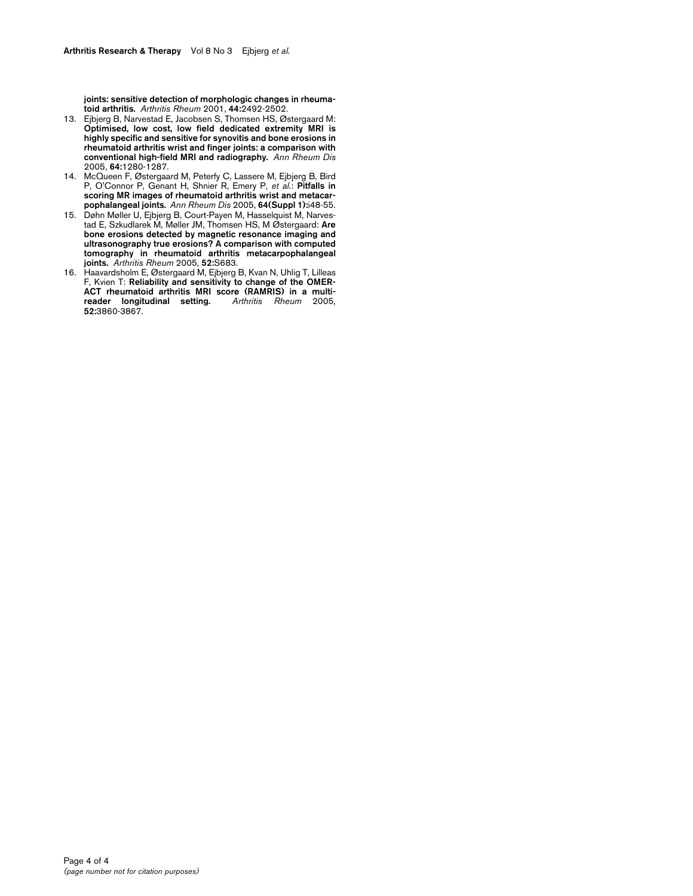joints: sensitive detection of morphologic changes in rheumatoid arthritis. *Arthritis Rheum* 2001, **44:**2492-2502.

13. Ejbjerg B, Narvestad E, Jacobsen S, Thomsen HS, Østergaard M: **Optimised, low cost, low field dedicated extremity MRI is highly specific and sensitive for synovitis and bone erosions in rheumatoid arthritis wrist and finger joints: a comparison with conventional high-field MRI and radiography.** *Ann Rheum Dis* 2005, **64:**1280-1287.
14. McQueen F, Østergaard M, Peterfy C, Lassere M, Ejbjerg B, Bird P, O'Connor P, Genant H, Shnier R, Emery P, *et al.*: **Pitfalls in scoring MR images of rheumatoid arthritis wrist and metacarpophalangeal joints.** *Ann Rheum Dis* 2005, **64(Suppl 1):**i48-55.
15. Døhn Møller U, Ejbjerg B, Court-Payen M, Hasselquist M, Narvestad E, Szkudlarek M, Møller JM, Thomsen HS, M Østergaard: **Are bone erosions detected by magnetic resonance imaging and ultrasonography true erosions? A comparison with computed tomography in rheumatoid arthritis metacarpophalangeal joints.** *Arthritis Rheum* 2005, **52:**S683.
16. Haavardsholm E, Østergaard M, Ejbjerg B, Kvan N, Uhlig T, Lilleas F, Kvien T: **Reliability and sensitivity to change of the OMERACT rheumatoid arthritis MRI score (RAMRIS) in a multi-reader longitudinal setting.** *Arthritis Rheum* 2005, **52:**3860-3867.